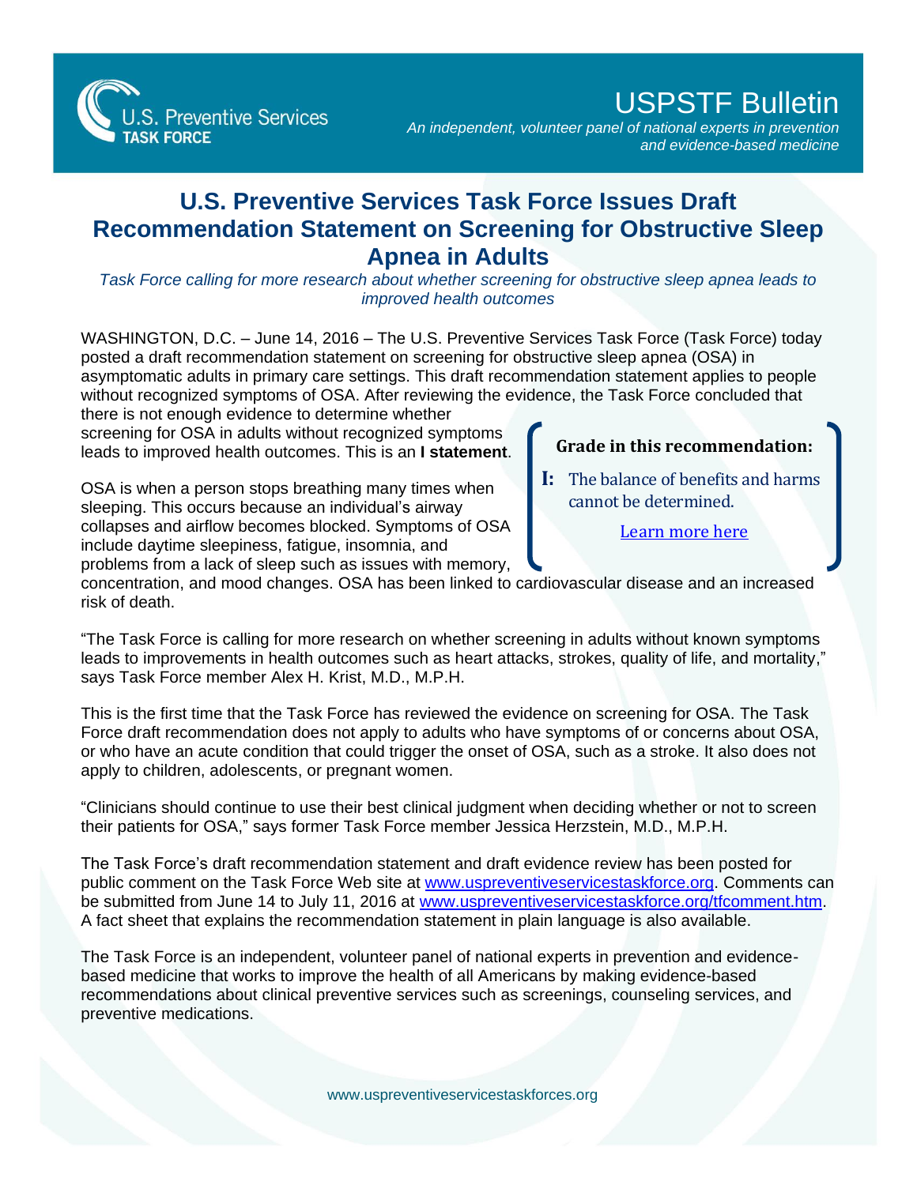U.S. Preventive Services TASK FORCE

# USPSTF Bulletin

*An independent, volunteer panel of national experts in prevention and evidence-based medicine*

## U.S. Preventive Services Task Force Issues Draft Recommendation Statement on Screening for Obstructive Sleep Apnea in Adults

*Task Force calling for more research about whether screening for obstructive sleep apnea leads to improved health outcomes*

WASHINGTON, D.C. – June 14, 2016 – The U.S. Preventive Services Task Force (Task Force) today posted a draft recommendation statement on screening for obstructive sleep apnea (OSA) in asymptomatic adults in primary care settings. This draft recommendation statement applies to people without recognized symptoms of OSA. After reviewing the evidence, the Task Force concluded that there is not enough evidence to determine whether screening for OSA in adults without recognized symptoms leads to improved health outcomes. This is an **I statement**.

> **Grade in this recommendation:**
>
> **I:** The balance of benefits and harms cannot be determined.
>
> [Learn more here]

OSA is when a person stops breathing many times when sleeping. This occurs because an individual's airway collapses and airflow becomes blocked. Symptoms of OSA include daytime sleepiness, fatigue, insomnia, and problems from a lack of sleep such as issues with memory, concentration, and mood changes. OSA has been linked to cardiovascular disease and an increased risk of death.

"The Task Force is calling for more research on whether screening in adults without known symptoms leads to improvements in health outcomes such as heart attacks, strokes, quality of life, and mortality," says Task Force member Alex H. Krist, M.D., M.P.H.

This is the first time that the Task Force has reviewed the evidence on screening for OSA. The Task Force draft recommendation does not apply to adults who have symptoms of or concerns about OSA, or who have an acute condition that could trigger the onset of OSA, such as a stroke. It also does not apply to children, adolescents, or pregnant women.

"Clinicians should continue to use their best clinical judgment when deciding whether or not to screen their patients for OSA," says former Task Force member Jessica Herzstein, M.D., M.P.H.

The Task Force's draft recommendation statement and draft evidence review has been posted for public comment on the Task Force Web site at www.uspreventiveservicestaskforce.org. Comments can be submitted from June 14 to July 11, 2016 at www.uspreventiveservicestaskforce.org/tfcomment.htm. A fact sheet that explains the recommendation statement in plain language is also available.

The Task Force is an independent, volunteer panel of national experts in prevention and evidence-based medicine that works to improve the health of all Americans by making evidence-based recommendations about clinical preventive services such as screenings, counseling services, and preventive medications.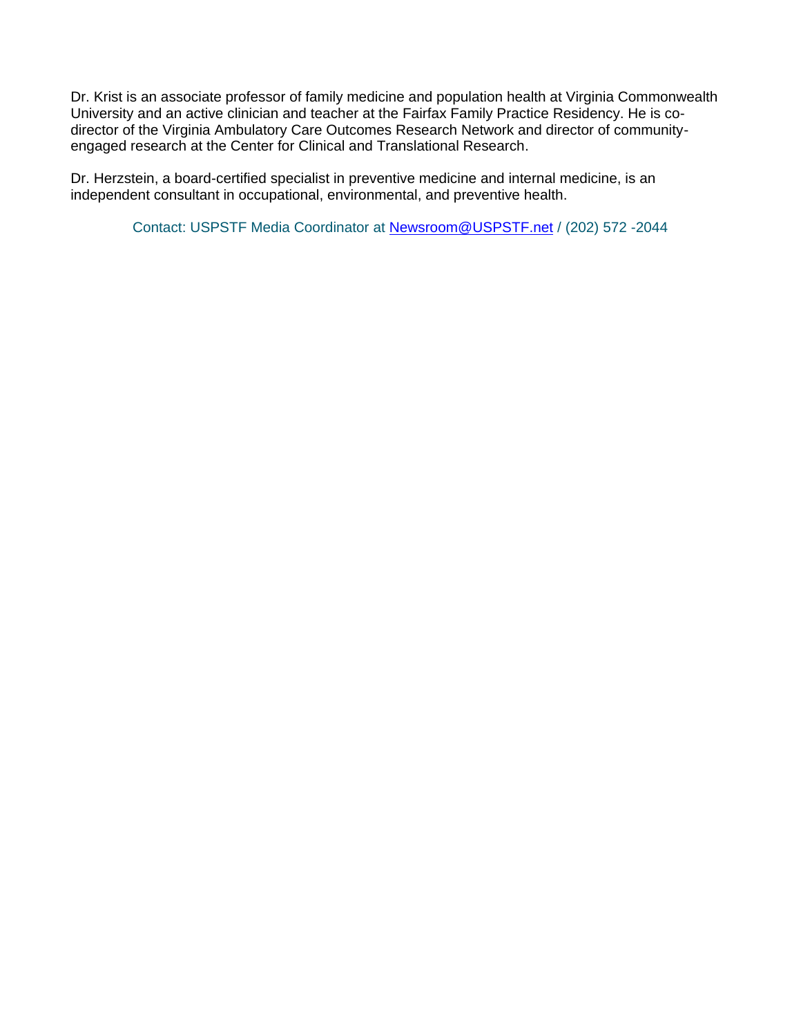Dr. Krist is an associate professor of family medicine and population health at Virginia Commonwealth University and an active clinician and teacher at the Fairfax Family Practice Residency. He is co-director of the Virginia Ambulatory Care Outcomes Research Network and director of community-engaged research at the Center for Clinical and Translational Research.

Dr. Herzstein, a board-certified specialist in preventive medicine and internal medicine, is an independent consultant in occupational, environmental, and preventive health.

Contact: USPSTF Media Coordinator at [Newsroom@USPSTF.net](mailto:Newsroom@USPSTF.net) / (202) 572 -2044